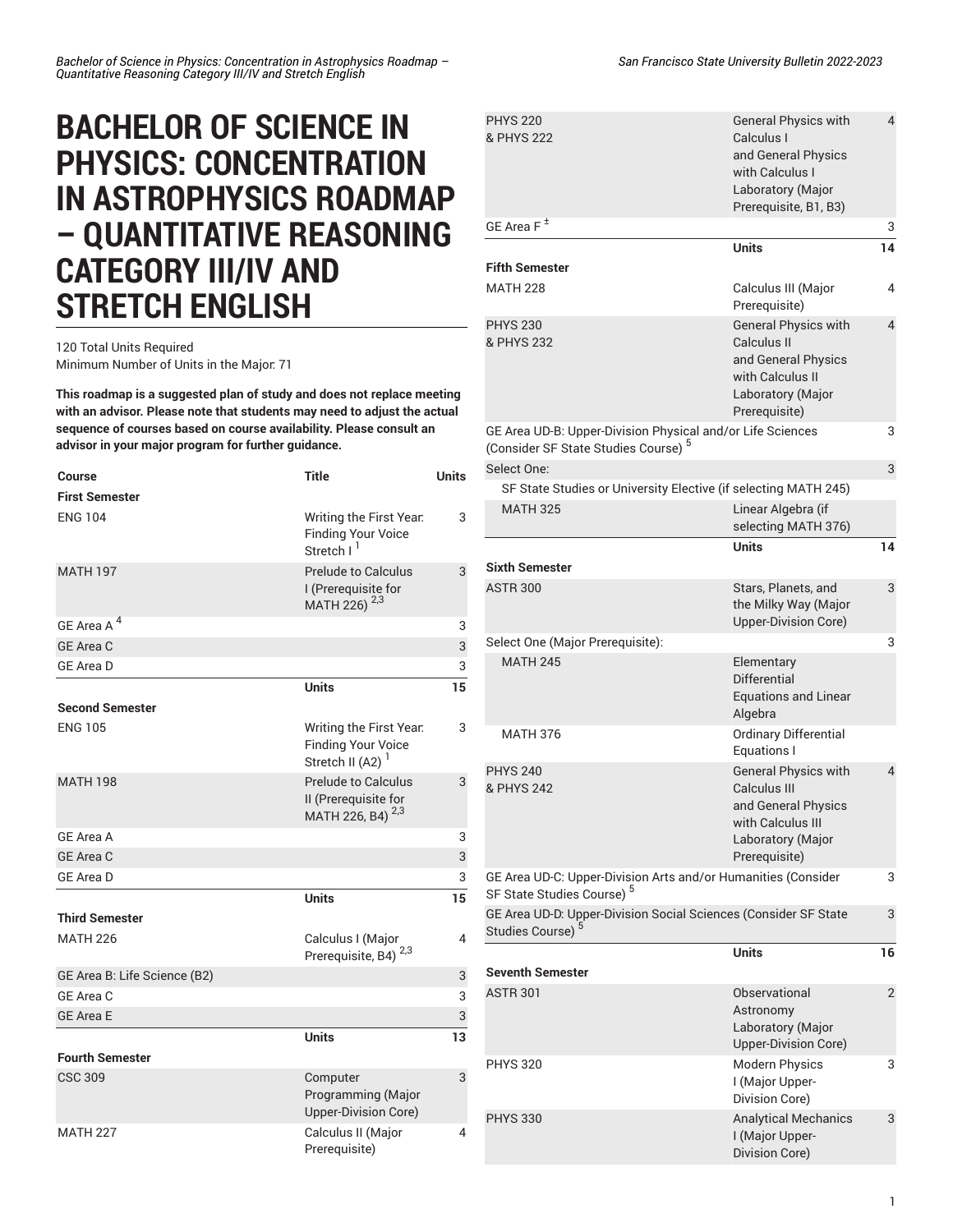# BACHELOR OF SCIENCE IN PHYSICS: CONCENTRATION IN ASTROPHYSICS ROADMAP – QUANTITATIVE REASONING CATEGORY III/IV AND STRETCH ENGLISH

120 Total Units Required
Minimum Number of Units in the Major: 71

**This roadmap is a suggested plan of study and does not replace meeting with an advisor. Please note that students may need to adjust the actual sequence of courses based on course availability. Please consult an advisor in your major program for further guidance.**

| Course | Title | Units |
|---|---|---|
| **First Semester** | | |
| ENG 104 | Writing the First Year: Finding Your Voice Stretch I [1] | 3 |
| MATH 197 | Prelude to Calculus I (Prerequisite for MATH 226) [2,3] | 3 |
| GE Area A [4] | | 3 |
| GE Area C | | 3 |
| GE Area D | | 3 |
| | **Units** | **15** |
| **Second Semester** | | |
| ENG 105 | Writing the First Year: Finding Your Voice Stretch II (A2) [1] | 3 |
| MATH 198 | Prelude to Calculus II (Prerequisite for MATH 226, B4) [2,3] | 3 |
| GE Area A | | 3 |
| GE Area C | | 3 |
| GE Area D | | 3 |
| | **Units** | **15** |
| **Third Semester** | | |
| MATH 226 | Calculus I (Major Prerequisite, B4) [2,3] | 4 |
| GE Area B: Life Science (B2) | | 3 |
| GE Area C | | 3 |
| GE Area E | | 3 |
| | **Units** | **13** |
| **Fourth Semester** | | |
| CSC 309 | Computer Programming (Major Upper-Division Core) | 3 |
| MATH 227 | Calculus II (Major Prerequisite) | 4 |
| PHYS 220 & PHYS 222 | General Physics with Calculus I and General Physics with Calculus I Laboratory (Major Prerequisite, B1, B3) | 4 |
| GE Area F [±] | | 3 |
| | **Units** | **14** |
| **Fifth Semester** | | |
| MATH 228 | Calculus III (Major Prerequisite) | 4 |
| PHYS 230 & PHYS 232 | General Physics with Calculus II and General Physics with Calculus II Laboratory (Major Prerequisite) | 4 |
| GE Area UD-B: Upper-Division Physical and/or Life Sciences (Consider SF State Studies Course) [5] | | 3 |
| Select One: | | 3 |
| SF State Studies or University Elective (if selecting MATH 245) | | |
| MATH 325 | Linear Algebra (if selecting MATH 376) | |
| | **Units** | **14** |
| **Sixth Semester** | | |
| ASTR 300 | Stars, Planets, and the Milky Way (Major Upper-Division Core) | 3 |
| Select One (Major Prerequisite): | | 3 |
| MATH 245 | Elementary Differential Equations and Linear Algebra | |
| MATH 376 | Ordinary Differential Equations I | |
| PHYS 240 & PHYS 242 | General Physics with Calculus III and General Physics with Calculus III Laboratory (Major Prerequisite) | 4 |
| GE Area UD-C: Upper-Division Arts and/or Humanities (Consider SF State Studies Course) [5] | | 3 |
| GE Area UD-D: Upper-Division Social Sciences (Consider SF State Studies Course) [5] | | 3 |
| | **Units** | **16** |
| **Seventh Semester** | | |
| ASTR 301 | Observational Astronomy Laboratory (Major Upper-Division Core) | 2 |
| PHYS 320 | Modern Physics I (Major Upper-Division Core) | 3 |
| PHYS 330 | Analytical Mechanics I (Major Upper-Division Core) | 3 |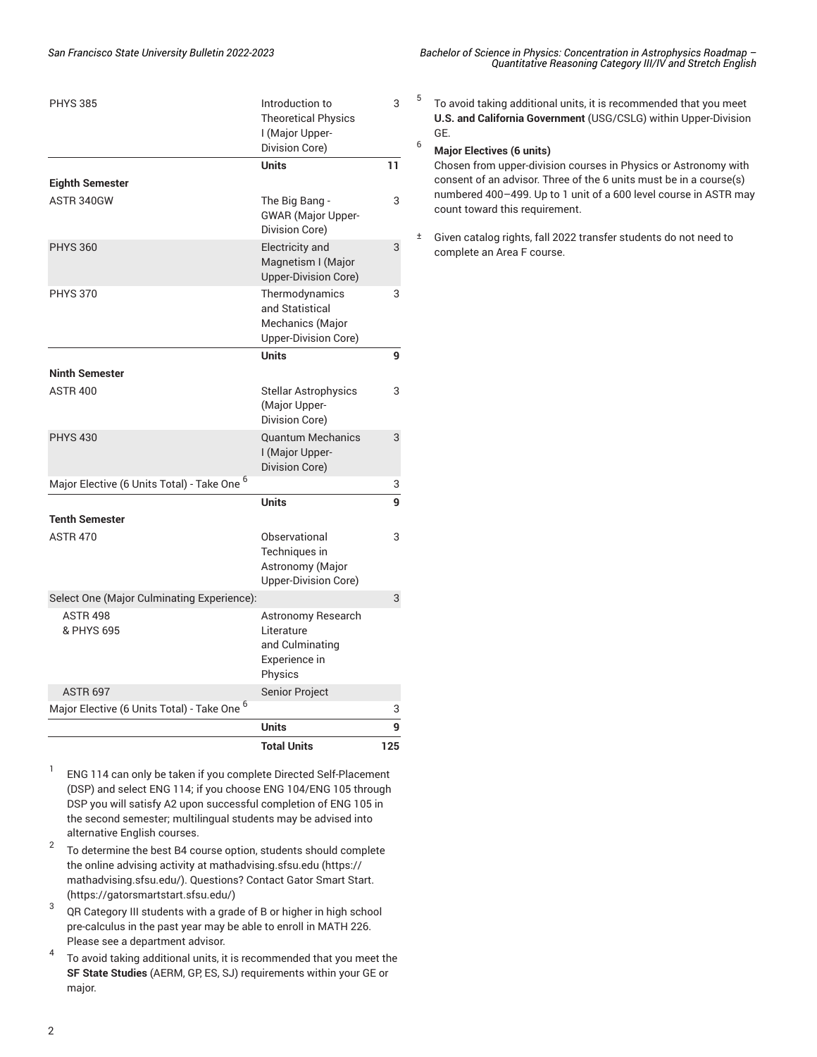| | | |
|---|---|---|
| PHYS 385 | Introduction to Theoretical Physics I (Major Upper-Division Core) | 3 |
| | **Units** | **11** |
| **Eighth Semester** | | |
| ASTR 340GW | The Big Bang - GWAR (Major Upper-Division Core) | 3 |
| PHYS 360 | Electricity and Magnetism I (Major Upper-Division Core) | 3 |
| PHYS 370 | Thermodynamics and Statistical Mechanics (Major Upper-Division Core) | 3 |
| | **Units** | **9** |
| **Ninth Semester** | | |
| ASTR 400 | Stellar Astrophysics (Major Upper-Division Core) | 3 |
| PHYS 430 | Quantum Mechanics I (Major Upper-Division Core) | 3 |
| Major Elective (6 Units Total) - Take One [6] | | 3 |
| | **Units** | **9** |
| **Tenth Semester** | | |
| ASTR 470 | Observational Techniques in Astronomy (Major Upper-Division Core) | 3 |
| Select One (Major Culminating Experience): | | 3 |
| ASTR 498 & PHYS 695 | Astronomy Research Literature and Culminating Experience in Physics | |
| ASTR 697 | Senior Project | |
| Major Elective (6 Units Total) - Take One [6] | | 3 |
| | **Units** | **9** |
| | **Total Units** | **125** |

[1] ENG 114 can only be taken if you complete Directed Self-Placement (DSP) and select ENG 114; if you choose ENG 104/ENG 105 through DSP you will satisfy A2 upon successful completion of ENG 105 in the second semester; multilingual students may be advised into alternative English courses.

[2] To determine the best B4 course option, students should complete the online advising activity at mathadvising.sfsu.edu (https://mathadvising.sfsu.edu/). Questions? Contact Gator Smart Start. (https://gatorsmartstart.sfsu.edu/)

[3] QR Category III students with a grade of B or higher in high school pre-calculus in the past year may be able to enroll in MATH 226. Please see a department advisor.

[4] To avoid taking additional units, it is recommended that you meet the **SF State Studies** (AERM, GP, ES, SJ) requirements within your GE or major.

[5] To avoid taking additional units, it is recommended that you meet **U.S. and California Government** (USG/CSLG) within Upper-Division GE.

[6] **Major Electives (6 units)**
Chosen from upper-division courses in Physics or Astronomy with consent of an advisor. Three of the 6 units must be in a course(s) numbered 400–499. Up to 1 unit of a 600 level course in ASTR may count toward this requirement.

± Given catalog rights, fall 2022 transfer students do not need to complete an Area F course.